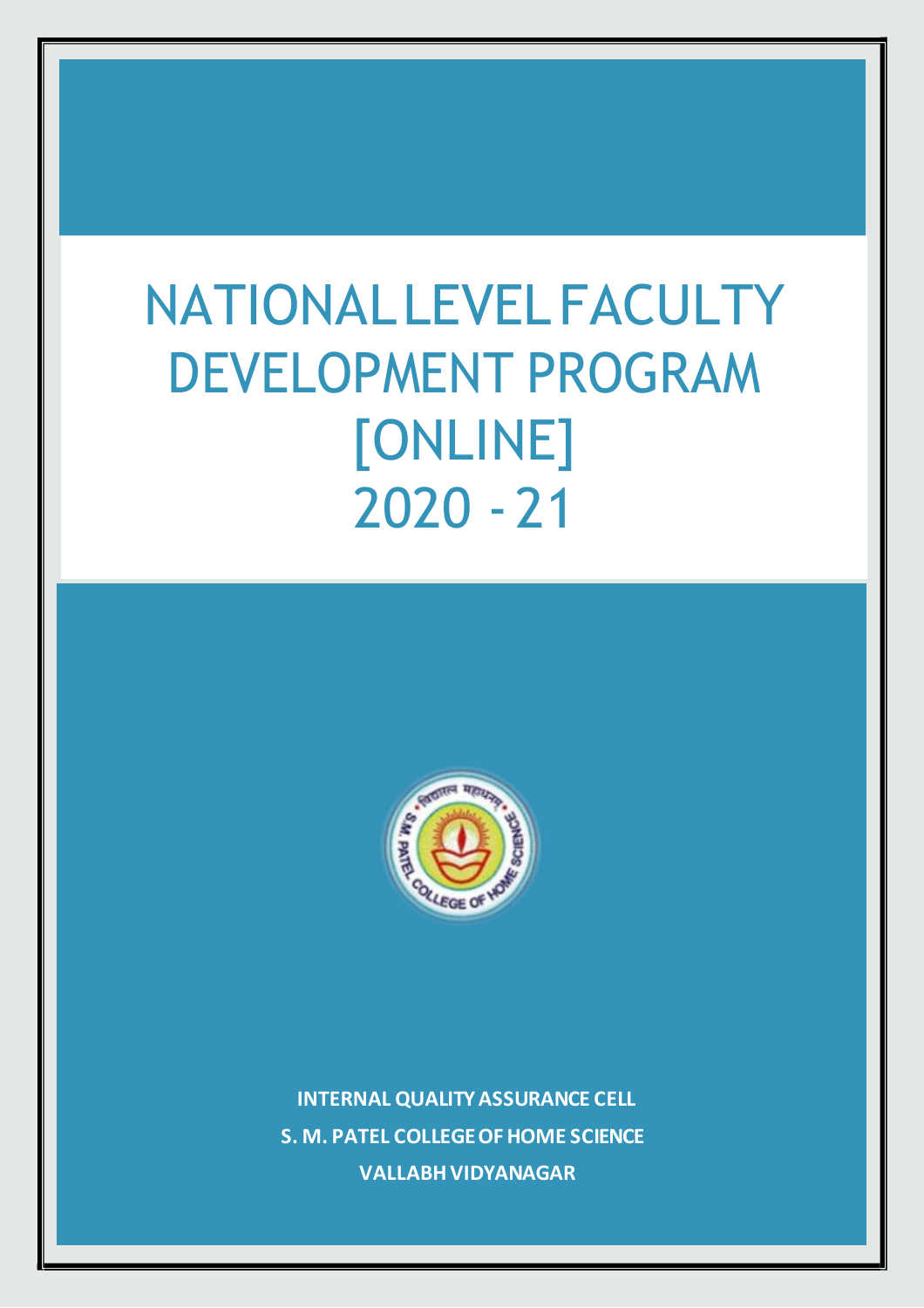# NATIONAL LEVEL FACULTY DEVELOPMENT PROGRAM [ONLINE] 2020 - 21

**INTERNAL QUALITY ASSURANCE CELL**

**S. M. PATEL COLLEGE OF HOME SCIENCE**

**VALLABH VIDYANAGAR**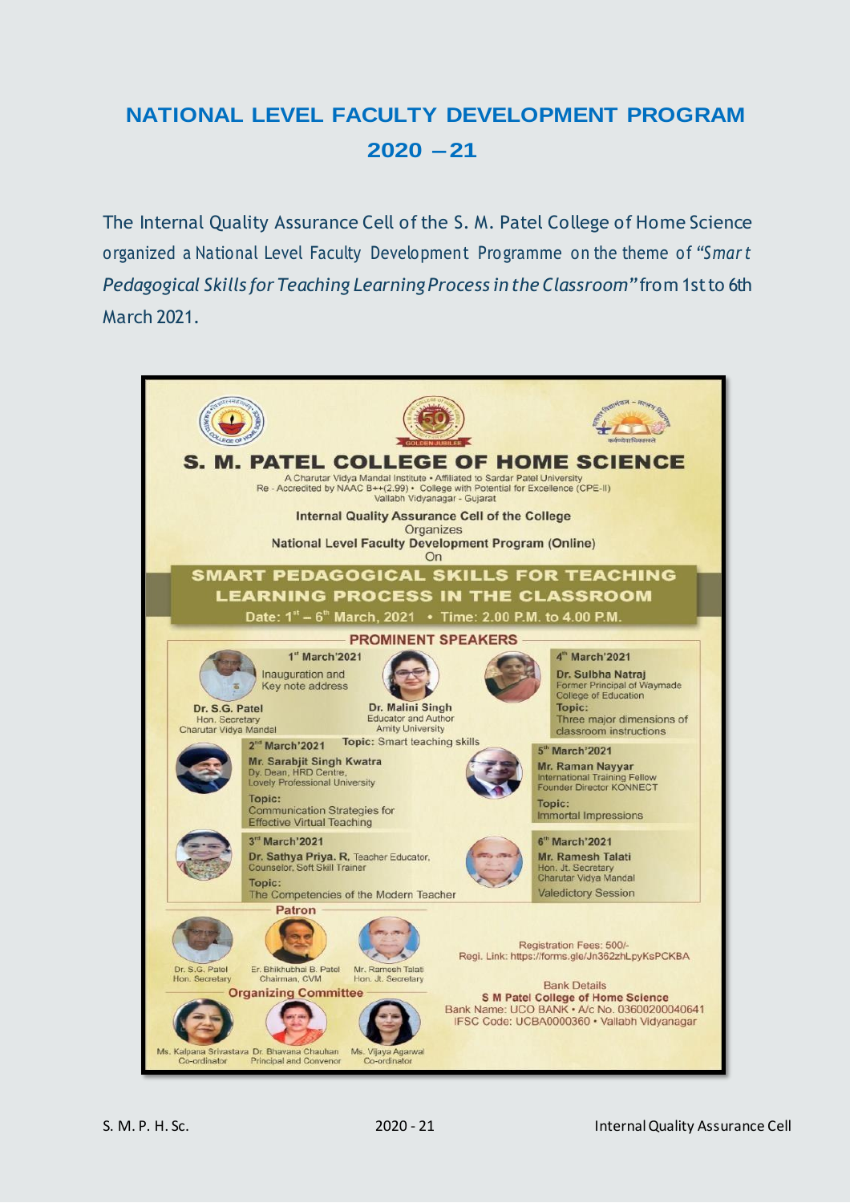## NATIONAL LEVEL FACULTY DEVELOPMENT PROGRAM 2020 – 21

The Internal Quality Assurance Cell of the S. M. Patel College of Home Science organized a National Level Faculty Development Programme on the theme of *"Smart Pedagogical Skills for Teaching Learning Process in the Classroom"* from 1st to 6th March 2021.

**S. M. PATEL COLLEGE OF HOME SCIENCE**

A Charutar Vidya Mandal Institute • Affiliated to Sardar Patel University
Re - Accredited by NAAC B++(2.99) • College with Potential for Excellence (CPE-II)
Vallabh Vidyanagar - Gujarat

**Internal Quality Assurance Cell of the College**
Organizes
**National Level Faculty Development Program (Online)**
On

**SMART PEDAGOGICAL SKILLS FOR TEACHING LEARNING PROCESS IN THE CLASSROOM**

Date: 1st – 6th March, 2021 • Time: 2.00 P.M. to 4.00 P.M.

**PROMINENT SPEAKERS**

**1st March'2021**
Inauguration and Key note address
**Dr. S.G. Patel**, Hon. Secretary, Charutar Vidya Mandal
**Dr. Malini Singh**, Educator and Author, Amity University
Topic: Smart teaching skills

**2nd March'2021**
**Mr. Sarabjit Singh Kwatra**, Dy. Dean, HRD Centre, Lovely Professional University
Topic: Communication Strategies for Effective Virtual Teaching

**3rd March'2021**
**Dr. Sathya Priya. R.** Teacher Educator, Counselor, Soft Skill Trainer
Topic: The Competencies of the Modern Teacher

**4th March'2021**
**Dr. Sulbha Natraj**, Former Principal of Waymade College of Education
Topic: Three major dimensions of classroom instructions

**5th March'2021**
**Mr. Raman Nayyar**, International Training Fellow, Founder Director KONNECT
Topic: Immortal Impressions

**6th March'2021**
**Mr. Ramesh Talati**, Hon. Jt. Secretary, Charutar Vidya Mandal
Valedictory Session

**Patron**
Dr. S.G. Patel, Hon. Secretary
Er. Bhikhubhai B. Patel, Chairman, CVM
Mr. Ramesh Talati, Hon. Jt. Secretary

**Organizing Committee**
Ms. Kalpana Srivastava, Co-ordinator
Dr. Bhavana Chauhan, Principal and Convenor
Ms. Vijaya Agarwal, Co-ordinator

Registration Fees: 500/-
Regi. Link: https://forms.gle/Jn362zhLpyKsPCKBA

Bank Details
**S M Patel College of Home Science**
Bank Name: UCO BANK • A/c No. 03600200040641
IFSC Code: UCBA0000360 • Vallabh Vidyanagar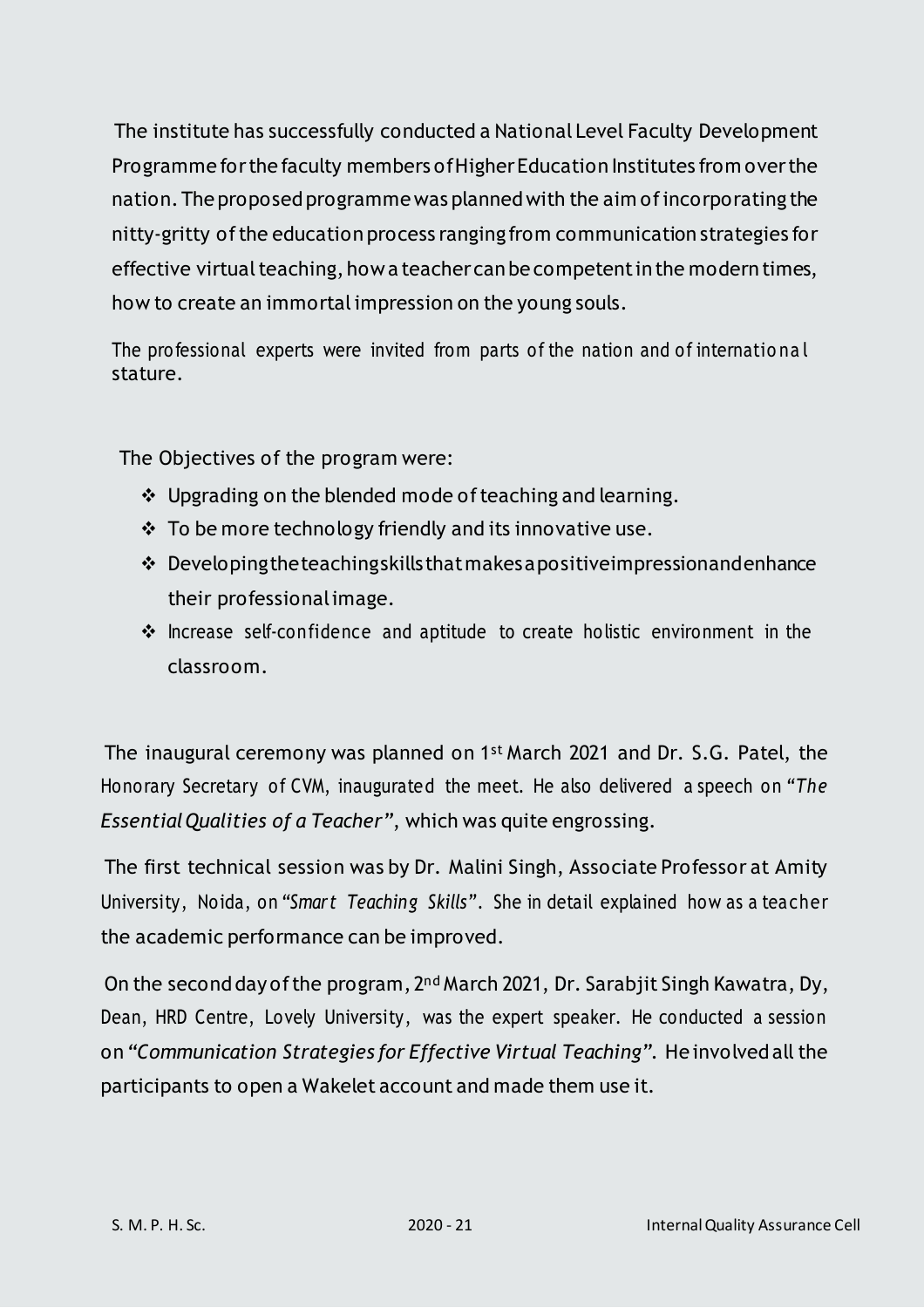The institute has successfully conducted a National Level Faculty Development Programme for the faculty members of Higher Education Institutes from over the nation. The proposed programme was planned with the aim of incorporating the nitty-gritty of the education process ranging from communication strategies for effective virtual teaching, how a teacher can be competent in the modern times, how to create an immortal impression on the young souls.

The professional experts were invited from parts of the nation and of international stature.

The Objectives of the program were:

- ❖ Upgrading on the blended mode of teaching and learning.
- ❖ To be more technology friendly and its innovative use.
- ❖ Developing the teaching skills that makes a positive impression and enhance their professional image.
- ❖ Increase self-confidence and aptitude to create holistic environment in the classroom.

The inaugural ceremony was planned on 1st March 2021 and Dr. S.G. Patel, the Honorary Secretary of CVM, inaugurated the meet. He also delivered a speech on "*The Essential Qualities of a Teacher*", which was quite engrossing.

The first technical session was by Dr. Malini Singh, Associate Professor at Amity University, Noida, on "*Smart Teaching Skills*". She in detail explained how as a teacher the academic performance can be improved.

On the second day of the program, 2nd March 2021, Dr. Sarabjit Singh Kawatra, Dy, Dean, HRD Centre, Lovely University, was the expert speaker. He conducted a session on "*Communication Strategies for Effective Virtual Teaching*". He involved all the participants to open a Wakelet account and made them use it.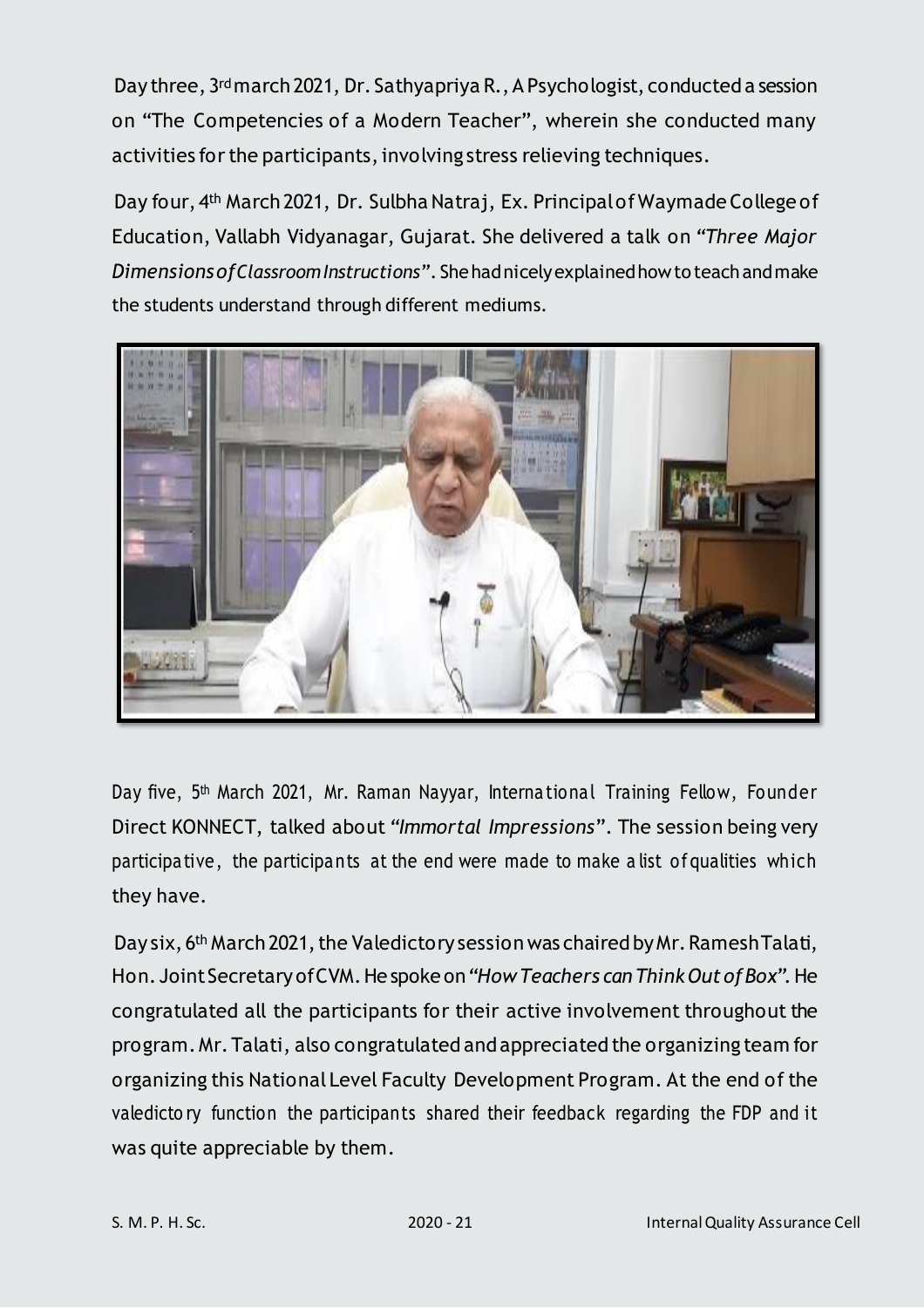Day three, 3rd march 2021, Dr. Sathyapriya R., A Psychologist, conducted a session on "The Competencies of a Modern Teacher", wherein she conducted many activities for the participants, involving stress relieving techniques.

Day four, 4th March 2021, Dr. Sulbha Natraj, Ex. Principal of Waymade College of Education, Vallabh Vidyanagar, Gujarat. She delivered a talk on *"Three Major Dimensions of Classroom Instructions"*. She had nicely explained how to teach and make the students understand through different mediums.

Day five, 5th March 2021, Mr. Raman Nayyar, International Training Fellow, Founder Direct KONNECT, talked about *"Immortal Impressions"*. The session being very participative, the participants at the end were made to make a list of qualities which they have.

Day six, 6th March 2021, the Valedictory session was chaired by Mr. Ramesh Talati, Hon. Joint Secretary of CVM. He spoke on *"How Teachers can Think Out of Box"*. He congratulated all the participants for their active involvement throughout the program. Mr. Talati, also congratulated and appreciated the organizing team for organizing this National Level Faculty Development Program. At the end of the valedictory function the participants shared their feedback regarding the FDP and it was quite appreciable by them.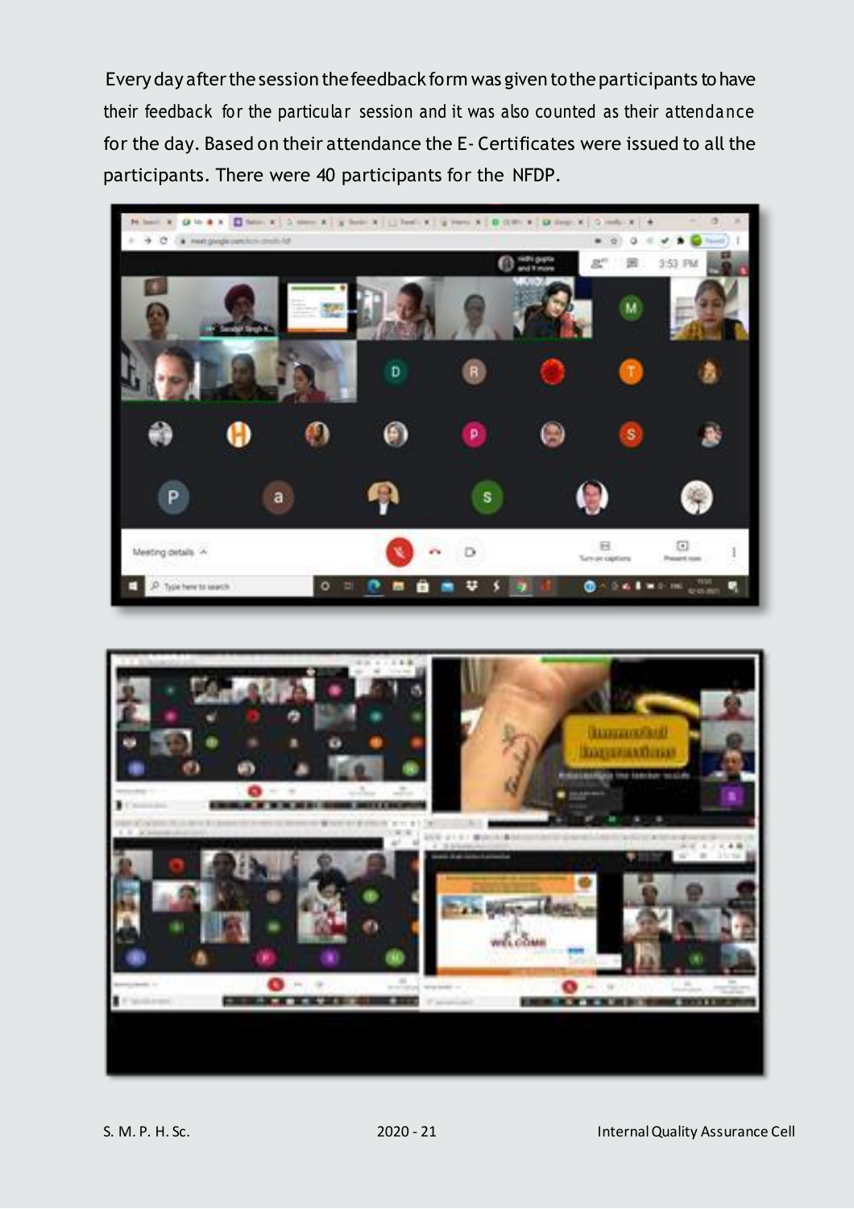Every day after the session the feedback form was given to the participants to have their feedback for the particular session and it was also counted as their attendance for the day. Based on their attendance the E- Certificates were issued to all the participants. There were 40 participants for the NFDP.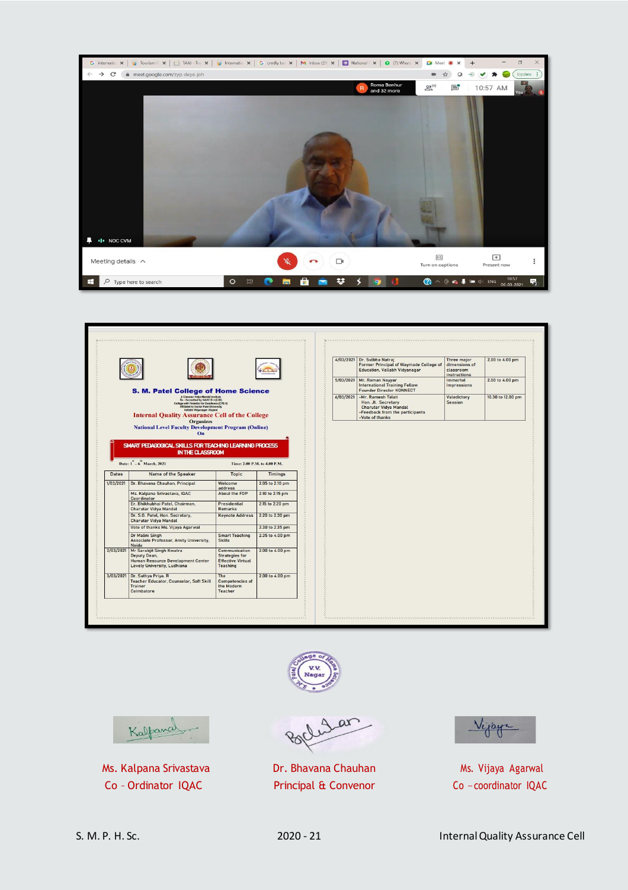S. M. Patel College of Home Science

Internal Quality Assurance Cell of the College

Organizes

National Level Faculty Development Program (Online)

On

**SMART PEDAGOGICAL SKILLS FOR TEACHING LEARNING PROCESS IN THE CLASSROOM**

Date: 1st – 6th March, 2021 Time: 2.00 P.M. to 4.00 P.M.

| Dates | Name of the Speaker | Topic | Timings |
|---|---|---|---|
| 1/03/2021 | Dr. Bhavana Chauhan, Principal | Welcome address | 2.05 to 2.10 pm |
| | Ms. Kalpana Srivastava, IQAC Coordinator | About the FDP | 2.10 to 2.15 pm |
| | Er. Bhikhubhai Patel, Chairman, Charutar Vidya Mandal | Presidential Remarks | 2.15 to 2.20 pm |
| | Dr. S.G. Patel, Hon. Secretary, Charutar Vidya Mandal | Keynote Address | 2.20 to 2.30 pm |
| | Vote of thanks Ms. Vijaya Agarwal | | 2.30 to 2.35 pm |
| | Dr Malini Singh Associate Professor, Amity University, Noida | Smart Teaching Skills | 2.35 to 4.00 pm |
| 2/03/2021 | Mr Sarabjit Singh Kwatra Deputy Dean, Human Resource Development Center Lovely University, Ludhiana | Communication Strategies for Effective Virtual Teaching | 2.00 to 4.00 pm |
| 3/03/2021 | Dr. Sathya Priya. R Teacher Educator, Counselor, Soft Skill Trainer Coimbatore | The Competencies of the Modern Teacher | 2.00 to 4.00 pm |
| 4/03/2021 | Dr. Sulbha Natraj Former Principal of Waymade College of Education, Vallabh Vidyanagar | Three major dimensions of classroom instructions | 2.00 to 4.00 pm |
| 5/03/2021 | Mr. Raman Nayyar International Training Fellow Founder Director KONNECT | Immortal Impressions | 2.00 to 4.00 pm |
| 6/03/2021 | -Mr. Ramesh Talati Hon. Jt. Secretary Charutar Vidya Mandal -Feedback from the participants -Vote of thanks | Valedictory Session | 10.30 to 12.00 pm |

Ms. Kalpana Srivastava
Co - Ordinator IQAC

Dr. Bhavana Chauhan
Principal & Convenor

Ms. Vijaya Agarwal
Co – coordinator IQAC